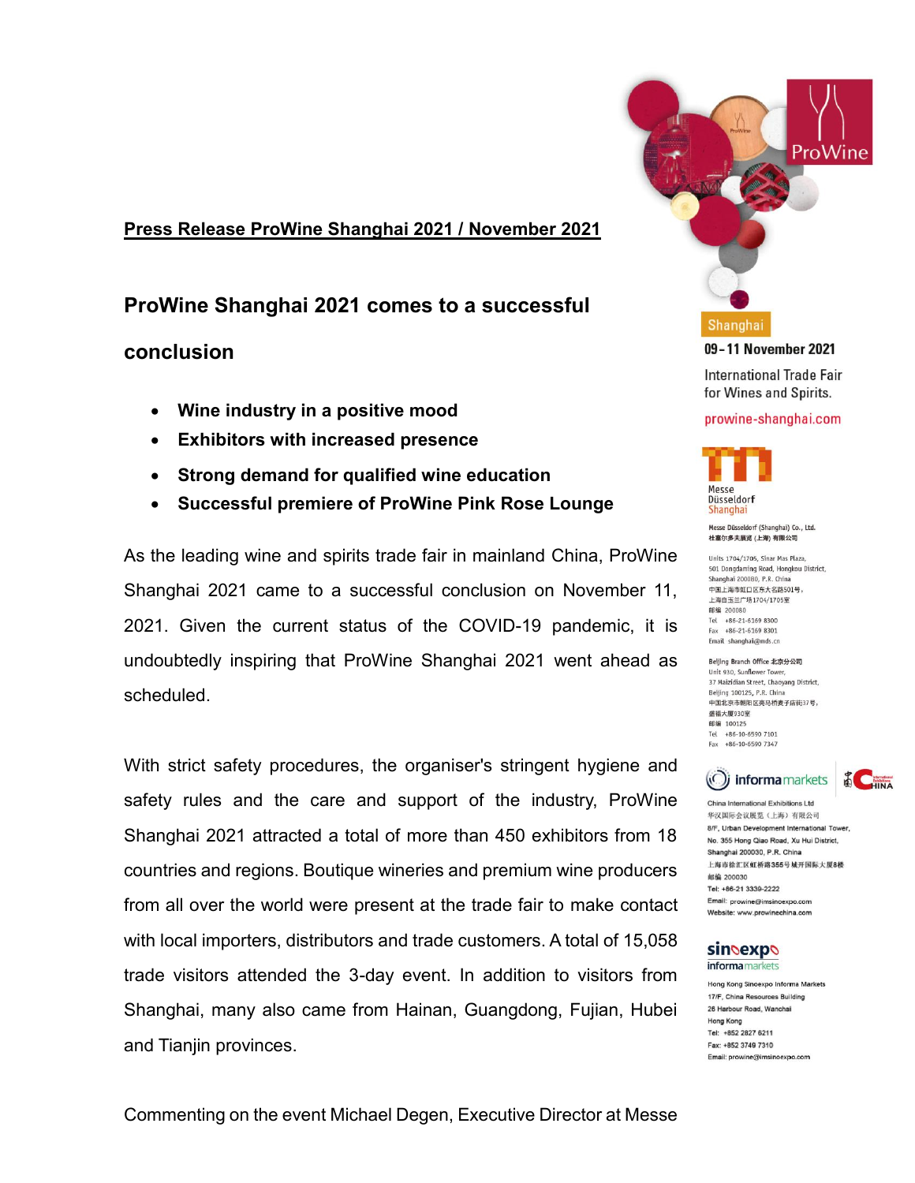**Press Release ProWine Shanghai 2021 / November 2021**

# ProWine Shanghai 2021 comes to a successful conclusion

- **Wine industry in a positive mood**
- **Exhibitors with increased presence**
- **Strong demand for qualified wine education**
- **Successful premiere of ProWine Pink Rose Lounge**

As the leading wine and spirits trade fair in mainland China, ProWine Shanghai 2021 came to a successful conclusion on November 11, 2021. Given the current status of the COVID-19 pandemic, it is undoubtedly inspiring that ProWine Shanghai 2021 went ahead as scheduled.

With strict safety procedures, the organiser's stringent hygiene and safety rules and the care and support of the industry, ProWine Shanghai 2021 attracted a total of more than 450 exhibitors from 18 countries and regions. Boutique wineries and premium wine producers from all over the world were present at the trade fair to make contact with local importers, distributors and trade customers. A total of 15,058 trade visitors attended the 3-day event. In addition to visitors from Shanghai, many also came from Hainan, Guangdong, Fujian, Hubei and Tianjin provinces.

Commenting on the event Michael Degen, Executive Director at Messe

---

ProWine

Shanghai

09 - 11 November 2021

International Trade Fair for Wines and Spirits.

prowine-shanghai.com

Messe Düsseldorf Shanghai

Messe Düsseldorf (Shanghai) Co., Ltd.
杜塞尔多夫展览（上海）有限公司

Units 1704/1705, Sinar Mas Plaza,
501 Dongdaming Road, Hongkou District,
Shanghai 200080, P.R. China
中国上海市虹口区东大名路501号，
上海白玉兰广场1704/1705室
邮编 200080
Tel +86-21-6169 8300
Fax +86-21-6169 8301
Email shanghai@mds.cn

Beijing Branch Office 北京分公司
Unit 930, Sunflower Tower,
37 Maizidian Street, Chaoyang District,
Beijing 100125, P.R. China
中国北京市朝阳区亮马桥麦子店街37号，
盛福大厦930室
邮编 100125
Tel +86-10-6590 7101
Fax +86-10-6590 7347

informa markets

China International Exhibitions Ltd
华汉国际会议展览（上海）有限公司
8/F, Urban Development International Tower,
No. 355 Hong Qiao Road, Xu Hui District,
Shanghai 200030, P.R. China
上海市徐汇区虹桥路355号城开国际大厦8楼
邮编 200030
Tel: +86-21 3339-2222
Email: prowine@imsinoexpo.com
Website: www.prowinechina.com

sinoexpo informa markets

Hong Kong Sinoexpo Informa Markets
17/F, China Resources Building
26 Harbour Road, Wanchai
Hong Kong
Tel: +852 2827 6211
Fax: +852 3749 7310
Email: prowine@imsinoexpo.com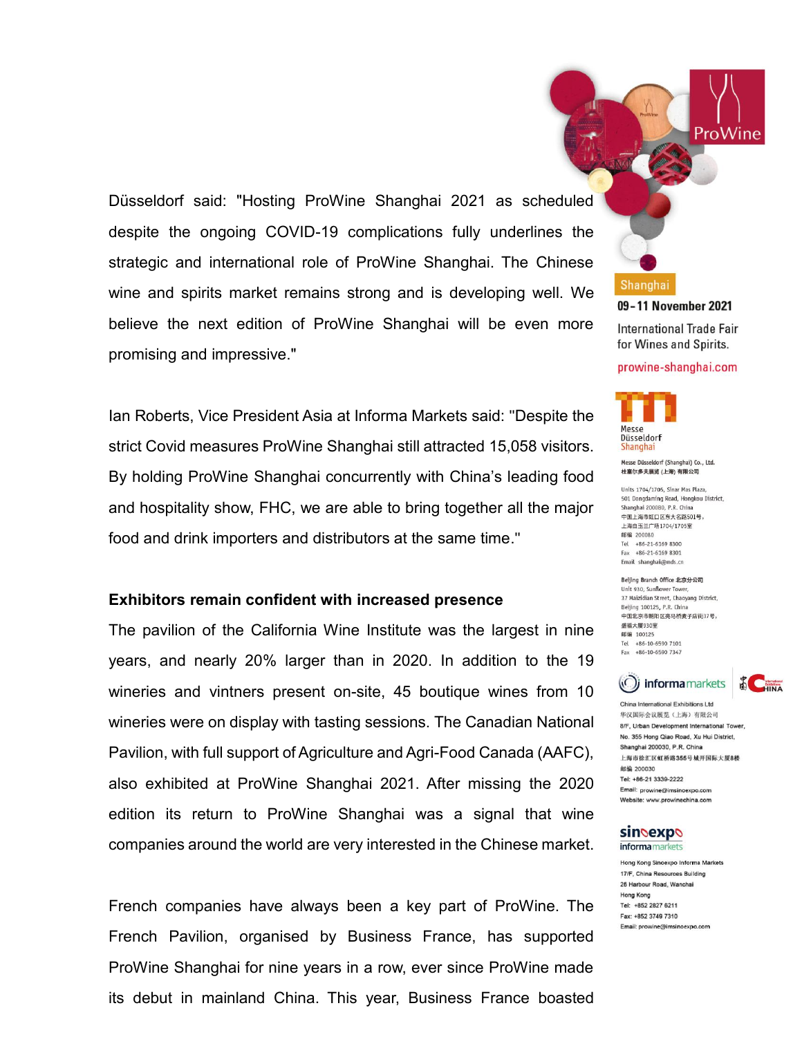Düsseldorf said: "Hosting ProWine Shanghai 2021 as scheduled despite the ongoing COVID-19 complications fully underlines the strategic and international role of ProWine Shanghai. The Chinese wine and spirits market remains strong and is developing well. We believe the next edition of ProWine Shanghai will be even more promising and impressive."

Ian Roberts, Vice President Asia at Informa Markets said: "Despite the strict Covid measures ProWine Shanghai still attracted 15,058 visitors. By holding ProWine Shanghai concurrently with China's leading food and hospitality show, FHC, we are able to bring together all the major food and drink importers and distributors at the same time."

**Exhibitors remain confident with increased presence**

The pavilion of the California Wine Institute was the largest in nine years, and nearly 20% larger than in 2020. In addition to the 19 wineries and vintners present on-site, 45 boutique wines from 10 wineries were on display with tasting sessions. The Canadian National Pavilion, with full support of Agriculture and Agri-Food Canada (AAFC), also exhibited at ProWine Shanghai 2021. After missing the 2020 edition its return to ProWine Shanghai was a signal that wine companies around the world are very interested in the Chinese market.

French companies have always been a key part of ProWine. The French Pavilion, organised by Business France, has supported ProWine Shanghai for nine years in a row, ever since ProWine made its debut in mainland China. This year, Business France boasted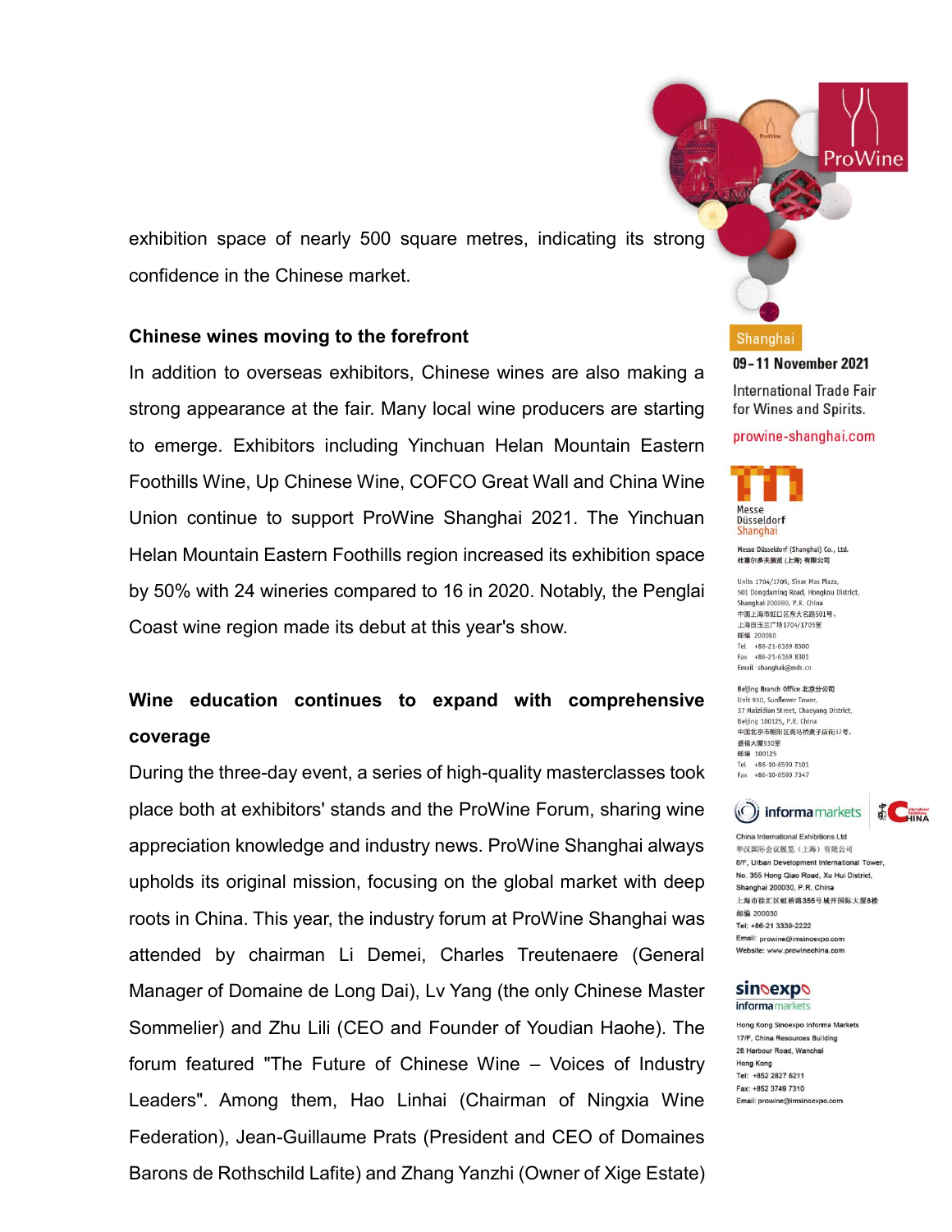exhibition space of nearly 500 square metres, indicating its strong confidence in the Chinese market.

**Chinese wines moving to the forefront**

In addition to overseas exhibitors, Chinese wines are also making a strong appearance at the fair. Many local wine producers are starting to emerge. Exhibitors including Yinchuan Helan Mountain Eastern Foothills Wine, Up Chinese Wine, COFCO Great Wall and China Wine Union continue to support ProWine Shanghai 2021. The Yinchuan Helan Mountain Eastern Foothills region increased its exhibition space by 50% with 24 wineries compared to 16 in 2020. Notably, the Penglai Coast wine region made its debut at this year's show.

**Wine education continues to expand with comprehensive coverage**

During the three-day event, a series of high-quality masterclasses took place both at exhibitors' stands and the ProWine Forum, sharing wine appreciation knowledge and industry news. ProWine Shanghai always upholds its original mission, focusing on the global market with deep roots in China. This year, the industry forum at ProWine Shanghai was attended by chairman Li Demei, Charles Treutenaere (General Manager of Domaine de Long Dai), Lv Yang (the only Chinese Master Sommelier) and Zhu Lili (CEO and Founder of Youdian Haohe). The forum featured "The Future of Chinese Wine – Voices of Industry Leaders". Among them, Hao Linhai (Chairman of Ningxia Wine Federation), Jean-Guillaume Prats (President and CEO of Domaines Barons de Rothschild Lafite) and Zhang Yanzhi (Owner of Xige Estate)

ProWine

Shanghai
09-11 November 2021
International Trade Fair for Wines and Spirits.
prowine-shanghai.com

Messe Düsseldorf Shanghai

Messe Düsseldorf (Shanghai) Co., Ltd.
杜塞尔多夫展览（上海）有限公司

Units 1704/1705, Sinar Mas Plaza,
501 Dongdaming Road, Hongkou District,
Shanghai 200080, P.R. China
中国上海市虹口区东大名路501号，
上海白玉兰广场1704/1705室
邮编 200080
Tel +86-21-6169 8300
Fax +86-21-6169 8301
Email shanghai@mds.cn

Beijing Branch Office 北京分公司
Unit 930, Sunflower Tower,
37 Maizidian Street, Chaoyang District,
Beijing 100125, P.R. China
中国北京市朝阳区亮马桥麦子店街37号，
盛福大厦930室
邮编 100125
Tel +86-10-6590 7101
Fax +86-10-6590 7347

informa markets

China International Exhibitions Ltd
华汉国际会议展览（上海）有限公司
8/F, Urban Development International Tower,
No. 355 Hong Qiao Road, Xu Hui District,
Shanghai 200030, P.R. China
上海市徐汇区虹桥路355号城开国际大厦8楼
邮编 200030
Tel: +86-21 3339-2222
Email: prowine@imsinoexpo.com
Website: www.prowinechina.com

sinoexpo informa markets

Hong Kong Sinoexpo Informa Markets
17/F, China Resources Building
26 Harbour Road, Wanchai
Hong Kong
Tel: +852 2827 6211
Fax: +852 3749 7310
Email: prowine@imsinoexpo.com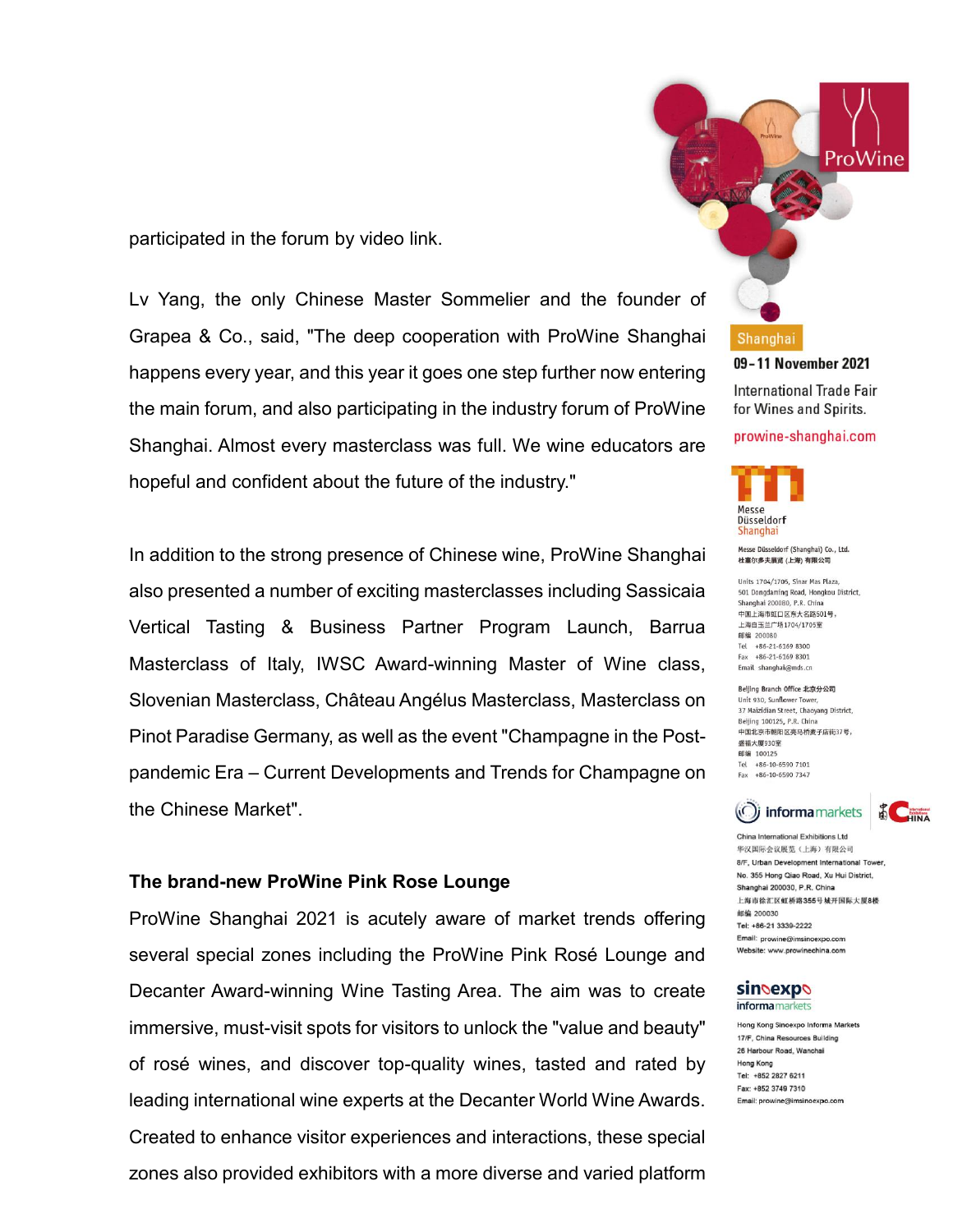participated in the forum by video link.

Lv Yang, the only Chinese Master Sommelier and the founder of Grapea & Co., said, "The deep cooperation with ProWine Shanghai happens every year, and this year it goes one step further now entering the main forum, and also participating in the industry forum of ProWine Shanghai. Almost every masterclass was full. We wine educators are hopeful and confident about the future of the industry."

In addition to the strong presence of Chinese wine, ProWine Shanghai also presented a number of exciting masterclasses including Sassicaia Vertical Tasting & Business Partner Program Launch, Barrua Masterclass of Italy, IWSC Award-winning Master of Wine class, Slovenian Masterclass, Château Angélus Masterclass, Masterclass on Pinot Paradise Germany, as well as the event "Champagne in the Post-pandemic Era – Current Developments and Trends for Champagne on the Chinese Market".

**The brand-new ProWine Pink Rose Lounge**

ProWine Shanghai 2021 is acutely aware of market trends offering several special zones including the ProWine Pink Rosé Lounge and Decanter Award-winning Wine Tasting Area. The aim was to create immersive, must-visit spots for visitors to unlock the "value and beauty" of rosé wines, and discover top-quality wines, tasted and rated by leading international wine experts at the Decanter World Wine Awards. Created to enhance visitor experiences and interactions, these special zones also provided exhibitors with a more diverse and varied platform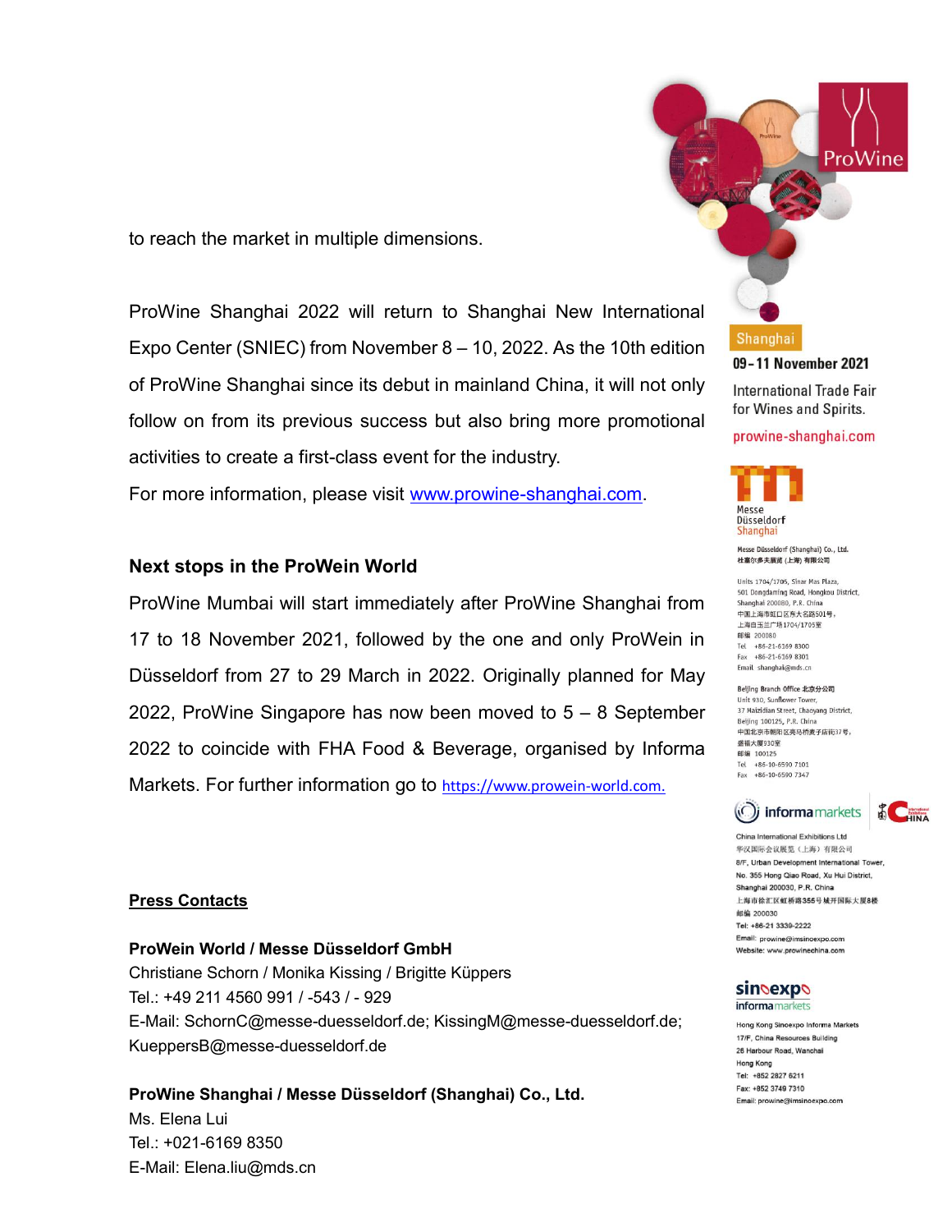to reach the market in multiple dimensions.

ProWine Shanghai 2022 will return to Shanghai New International Expo Center (SNIEC) from November 8 – 10, 2022. As the 10th edition of ProWine Shanghai since its debut in mainland China, it will not only follow on from its previous success but also bring more promotional activities to create a first-class event for the industry.

For more information, please visit [www.prowine-shanghai.com](www.prowine-shanghai.com).

**Next stops in the ProWein World**

ProWine Mumbai will start immediately after ProWine Shanghai from 17 to 18 November 2021, followed by the one and only ProWein in Düsseldorf from 27 to 29 March in 2022. Originally planned for May 2022, ProWine Singapore has now been moved to 5 – 8 September 2022 to coincide with FHA Food & Beverage, organised by Informa Markets. For further information go to [https://www.prowein-world.com.](https://www.prowein-world.com)

**Press Contacts**

**ProWein World / Messe Düsseldorf GmbH**
Christiane Schorn / Monika Kissing / Brigitte Küppers
Tel.: +49 211 4560 991 / -543 / - 929
E-Mail: SchornC@messe-duesseldorf.de; KissingM@messe-duesseldorf.de; KueppersB@messe-duesseldorf.de

**ProWine Shanghai / Messe Düsseldorf (Shanghai) Co., Ltd.**
Ms. Elena Lui
Tel.: +021-6169 8350
E-Mail: Elena.liu@mds.cn

ProWine
Shanghai
09-11 November 2021
International Trade Fair for Wines and Spirits.
prowine-shanghai.com

Messe Düsseldorf Shanghai

Messe Düsseldorf (Shanghai) Co., Ltd.
杜塞尔多夫展览（上海）有限公司

Units 1704/1705, Sinar Mas Plaza,
501 Dongdaming Road, Hongkou District,
Shanghai 200080, P.R. China
中国上海市虹口区东大名路501号，
上海白玉兰广场1704/1705室
邮编 200080
Tel +86-21-6169 8300
Fax +86-21-6169 8301
Email shanghai@mds.cn

Beijing Branch Office 北京分公司
Unit 930, Sunflower Tower,
37 Maizidian Street, Chaoyang District,
Beijing 100125, P.R. China
中国北京市朝阳区亮马桥麦子店街37号，
盛福大厦930室
邮编 100125
Tel +86-10-6590 7101
Fax +86-10-6590 7347

informa markets

China International Exhibitions Ltd
华汉国际会议展览（上海）有限公司
8/F, Urban Development International Tower,
No. 355 Hong Qiao Road, Xu Hui District,
Shanghai 200030, P.R. China
上海市徐汇区虹桥路355号城开国际大厦8楼
邮编 200030
Tel: +86-21 3339-2222
Email: prowine@imsinoexpo.com
Website: www.prowinechina.com

sinoexpo informa markets

Hong Kong Sinoexpo Informa Markets
17/F, China Resources Building
26 Harbour Road, Wanchai
Hong Kong
Tel: +852 2827 6211
Fax: +852 3749 7310
Email: prowine@imsinoexpo.com